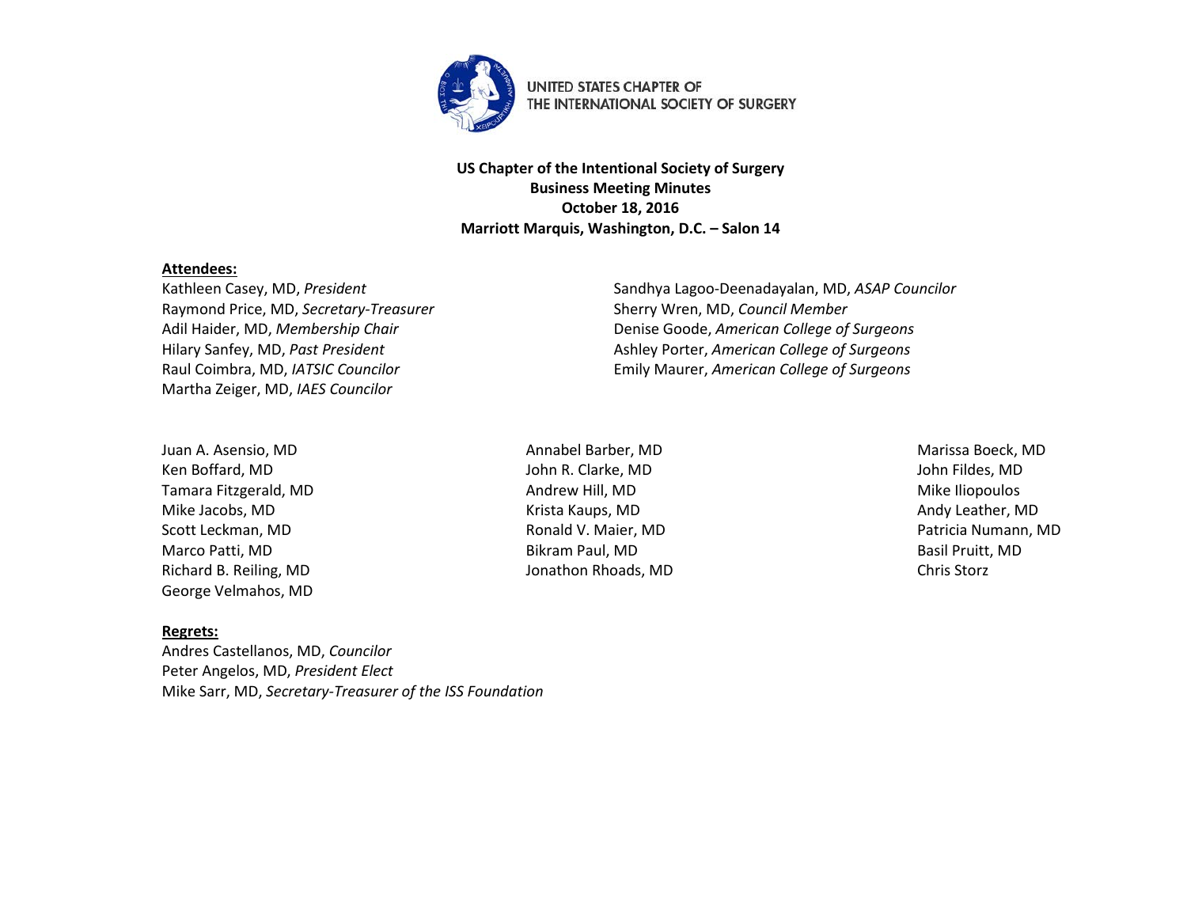UNITED STATES CHAPTER OF
THE INTERNATIONAL SOCIETY OF SURGERY

**US Chapter of the Intentional Society of Surgery**
**Business Meeting Minutes**
**October 18, 2016**
**Marriott Marquis, Washington, D.C. – Salon 14**

**Attendees:**

Kathleen Casey, MD, *President*
Raymond Price, MD, *Secretary-Treasurer*
Adil Haider, MD, *Membership Chair*
Hilary Sanfey, MD, *Past President*
Raul Coimbra, MD, *IATSIC Councilor*
Martha Zeiger, MD, *IAES Councilor*
Sandhya Lagoo-Deenadayalan, MD, *ASAP Councilor*
Sherry Wren, MD, *Council Member*
Denise Goode, *American College of Surgeons*
Ashley Porter, *American College of Surgeons*
Emily Maurer, *American College of Surgeons*

Juan A. Asensio, MD
Ken Boffard, MD
Tamara Fitzgerald, MD
Mike Jacobs, MD
Scott Leckman, MD
Marco Patti, MD
Richard B. Reiling, MD
George Velmahos, MD
Annabel Barber, MD
John R. Clarke, MD
Andrew Hill, MD
Krista Kaups, MD
Ronald V. Maier, MD
Bikram Paul, MD
Jonathon Rhoads, MD
Marissa Boeck, MD
John Fildes, MD
Mike Iliopoulos
Andy Leather, MD
Patricia Numann, MD
Basil Pruitt, MD
Chris Storz

**Regrets:**

Andres Castellanos, MD, *Councilor*
Peter Angelos, MD, *President Elect*
Mike Sarr, MD, *Secretary-Treasurer of the ISS Foundation*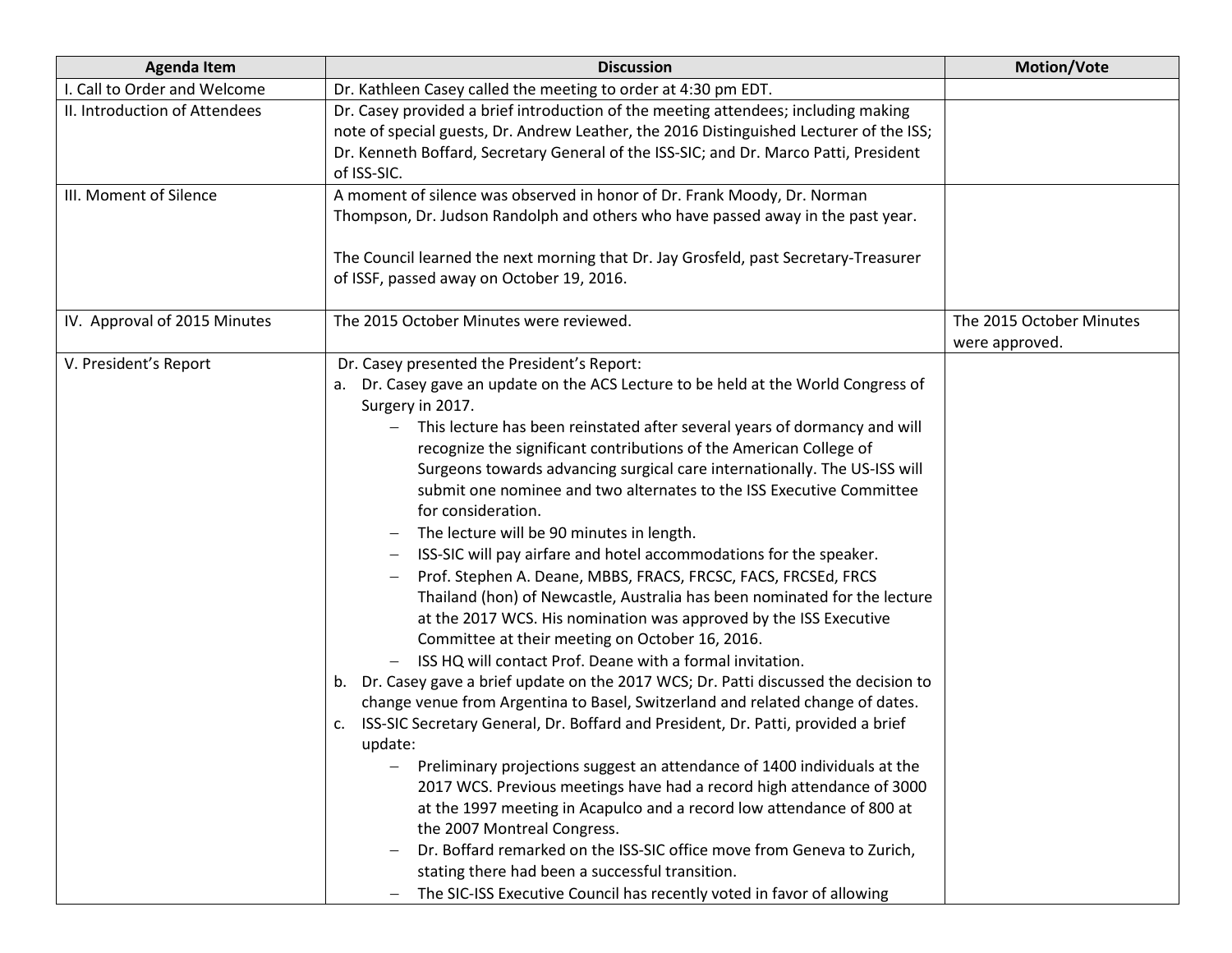| Agenda Item | Discussion | Motion/Vote |
| --- | --- | --- |
| I. Call to Order and Welcome | Dr. Kathleen Casey called the meeting to order at 4:30 pm EDT. | |
| II. Introduction of Attendees | Dr. Casey provided a brief introduction of the meeting attendees; including making note of special guests, Dr. Andrew Leather, the 2016 Distinguished Lecturer of the ISS; Dr. Kenneth Boffard, Secretary General of the ISS-SIC; and Dr. Marco Patti, President of ISS-SIC. | |
| III. Moment of Silence | A moment of silence was observed in honor of Dr. Frank Moody, Dr. Norman Thompson, Dr. Judson Randolph and others who have passed away in the past year.<br><br>The Council learned the next morning that Dr. Jay Grosfeld, past Secretary-Treasurer of ISSF, passed away on October 19, 2016. | |
| IV. Approval of 2015 Minutes | The 2015 October Minutes were reviewed. | The 2015 October Minutes were approved. |
| V. President's Report | Dr. Casey presented the President's Report:<br>a. Dr. Casey gave an update on the ACS Lecture to be held at the World Congress of Surgery in 2017.<br>– This lecture has been reinstated after several years of dormancy and will recognize the significant contributions of the American College of Surgeons towards advancing surgical care internationally. The US-ISS will submit one nominee and two alternates to the ISS Executive Committee for consideration.<br>– The lecture will be 90 minutes in length.<br>– ISS-SIC will pay airfare and hotel accommodations for the speaker.<br>– Prof. Stephen A. Deane, MBBS, FRACS, FRCSC, FACS, FRCSEd, FRCS Thailand (hon) of Newcastle, Australia has been nominated for the lecture at the 2017 WCS. His nomination was approved by the ISS Executive Committee at their meeting on October 16, 2016.<br>– ISS HQ will contact Prof. Deane with a formal invitation.<br>b. Dr. Casey gave a brief update on the 2017 WCS; Dr. Patti discussed the decision to change venue from Argentina to Basel, Switzerland and related change of dates.<br>c. ISS-SIC Secretary General, Dr. Boffard and President, Dr. Patti, provided a brief update:<br>– Preliminary projections suggest an attendance of 1400 individuals at the 2017 WCS. Previous meetings have had a record high attendance of 3000 at the 1997 meeting in Acapulco and a record low attendance of 800 at the 2007 Montreal Congress.<br>– Dr. Boffard remarked on the ISS-SIC office move from Geneva to Zurich, stating there had been a successful transition.<br>– The SIC-ISS Executive Council has recently voted in favor of allowing | |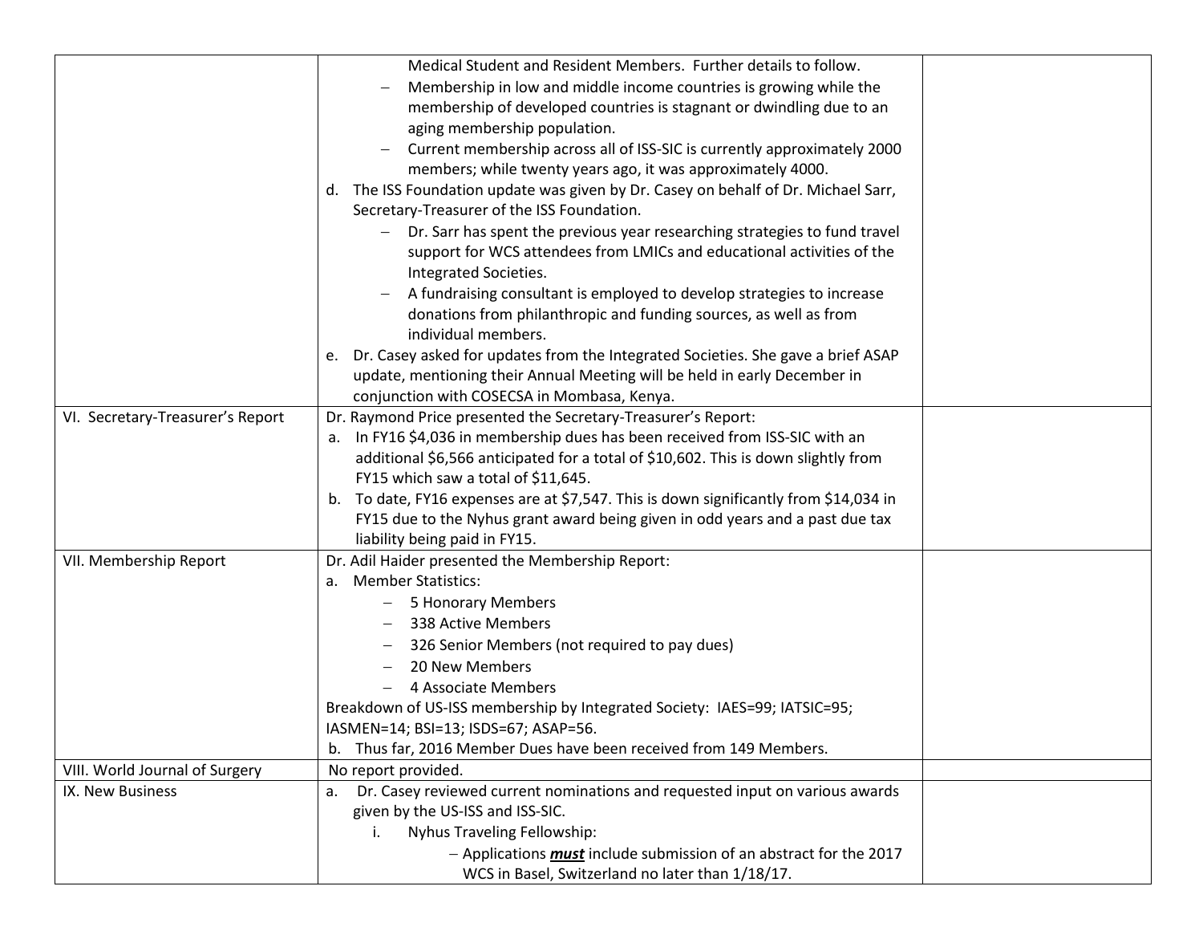| | | |
|---|---|---|
| | Medical Student and Resident Members. Further details to follow.<br>– Membership in low and middle income countries is growing while the membership of developed countries is stagnant or dwindling due to an aging membership population.<br>– Current membership across all of ISS-SIC is currently approximately 2000 members; while twenty years ago, it was approximately 4000.<br>d. The ISS Foundation update was given by Dr. Casey on behalf of Dr. Michael Sarr, Secretary-Treasurer of the ISS Foundation.<br>– Dr. Sarr has spent the previous year researching strategies to fund travel support for WCS attendees from LMICs and educational activities of the Integrated Societies.<br>– A fundraising consultant is employed to develop strategies to increase donations from philanthropic and funding sources, as well as from individual members.<br>e. Dr. Casey asked for updates from the Integrated Societies. She gave a brief ASAP update, mentioning their Annual Meeting will be held in early December in conjunction with COSECSA in Mombasa, Kenya. | |
| VI. Secretary-Treasurer's Report | Dr. Raymond Price presented the Secretary-Treasurer's Report:<br>a. In FY16 $4,036 in membership dues has been received from ISS-SIC with an additional $6,566 anticipated for a total of $10,602. This is down slightly from FY15 which saw a total of $11,645.<br>b. To date, FY16 expenses are at $7,547. This is down significantly from $14,034 in FY15 due to the Nyhus grant award being given in odd years and a past due tax liability being paid in FY15. | |
| VII. Membership Report | Dr. Adil Haider presented the Membership Report:<br>a. Member Statistics:<br>– 5 Honorary Members<br>– 338 Active Members<br>– 326 Senior Members (not required to pay dues)<br>– 20 New Members<br>– 4 Associate Members<br>Breakdown of US-ISS membership by Integrated Society: IAES=99; IATSIC=95; IASMEN=14; BSI=13; ISDS=67; ASAP=56.<br>b. Thus far, 2016 Member Dues have been received from 149 Members. | |
| VIII. World Journal of Surgery | No report provided. | |
| IX. New Business | a. Dr. Casey reviewed current nominations and requested input on various awards given by the US-ISS and ISS-SIC.<br>i. Nyhus Traveling Fellowship:<br>– Applications ***must*** include submission of an abstract for the 2017 WCS in Basel, Switzerland no later than 1/18/17. | |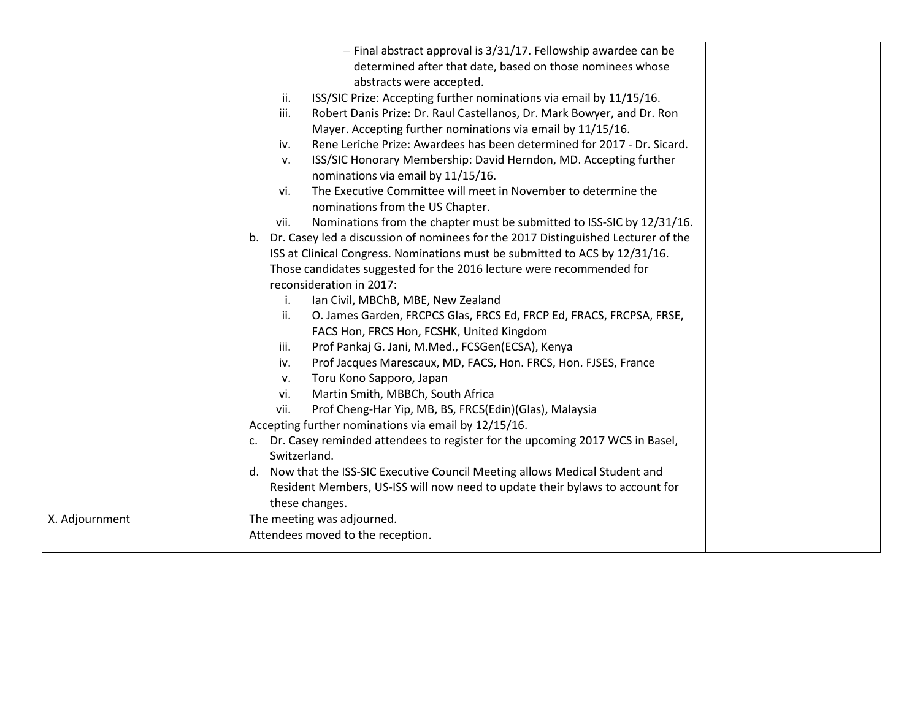| | | |
|---|---|---|
| | – Final abstract approval is 3/31/17. Fellowship awardee can be determined after that date, based on those nominees whose abstracts were accepted.<br>ii. ISS/SIC Prize: Accepting further nominations via email by 11/15/16.<br>iii. Robert Danis Prize: Dr. Raul Castellanos, Dr. Mark Bowyer, and Dr. Ron Mayer. Accepting further nominations via email by 11/15/16.<br>iv. Rene Leriche Prize: Awardees has been determined for 2017 - Dr. Sicard.<br>v. ISS/SIC Honorary Membership: David Herndon, MD. Accepting further nominations via email by 11/15/16.<br>vi. The Executive Committee will meet in November to determine the nominations from the US Chapter.<br>vii. Nominations from the chapter must be submitted to ISS-SIC by 12/31/16.<br>b. Dr. Casey led a discussion of nominees for the 2017 Distinguished Lecturer of the ISS at Clinical Congress. Nominations must be submitted to ACS by 12/31/16. Those candidates suggested for the 2016 lecture were recommended for reconsideration in 2017:<br>i. Ian Civil, MBChB, MBE, New Zealand<br>ii. O. James Garden, FRCPCS Glas, FRCS Ed, FRCP Ed, FRACS, FRCPSA, FRSE, FACS Hon, FRCS Hon, FCSHK, United Kingdom<br>iii. Prof Pankaj G. Jani, M.Med., FCSGen(ECSA), Kenya<br>iv. Prof Jacques Marescaux, MD, FACS, Hon. FRCS, Hon. FJSES, France<br>v. Toru Kono Sapporo, Japan<br>vi. Martin Smith, MBBCh, South Africa<br>vii. Prof Cheng-Har Yip, MB, BS, FRCS(Edin)(Glas), Malaysia<br>Accepting further nominations via email by 12/15/16.<br>c. Dr. Casey reminded attendees to register for the upcoming 2017 WCS in Basel, Switzerland.<br>d. Now that the ISS-SIC Executive Council Meeting allows Medical Student and Resident Members, US-ISS will now need to update their bylaws to account for these changes. | |
| X. Adjournment | The meeting was adjourned.<br>Attendees moved to the reception. | |